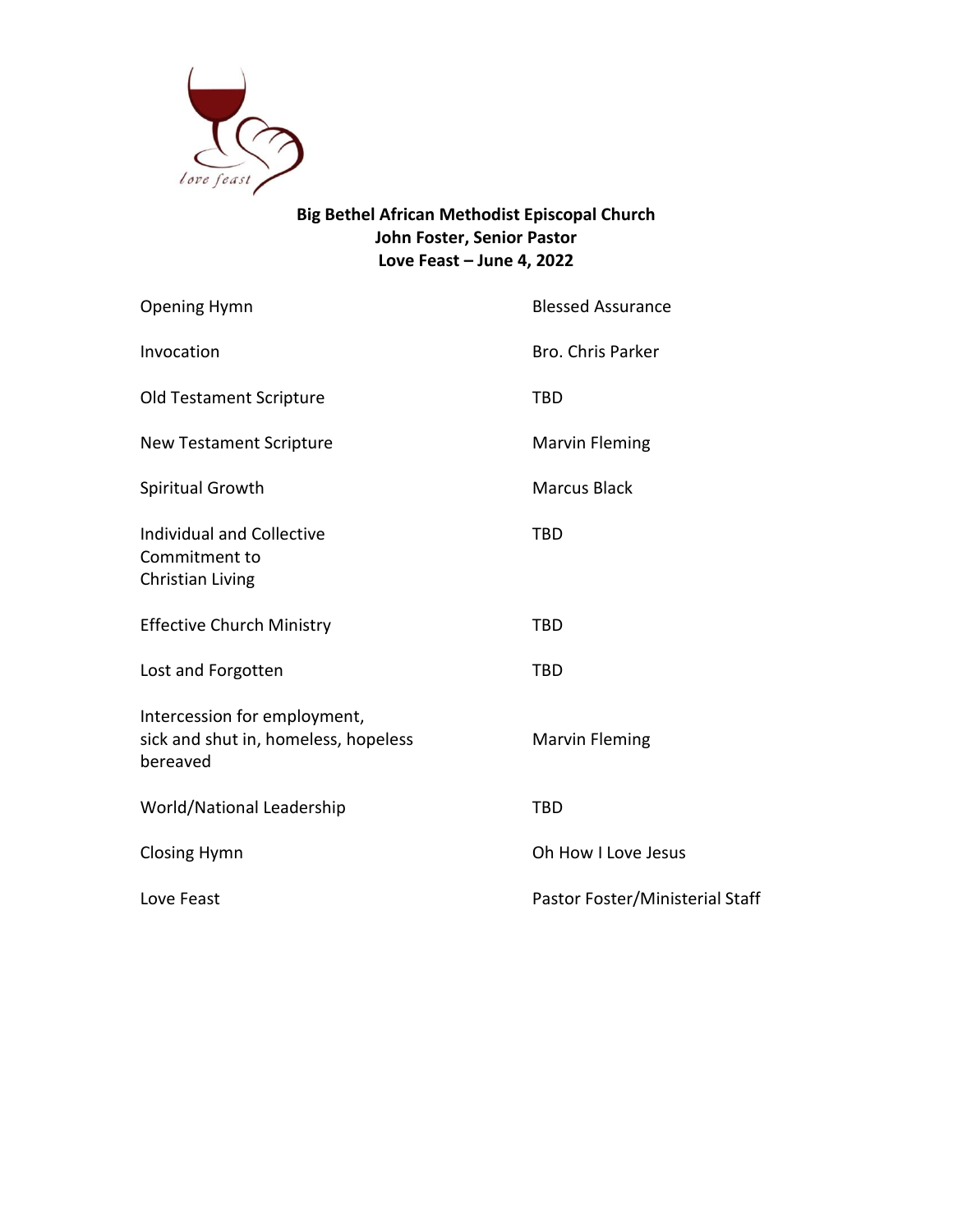love feast

**Big Bethel African Methodist Episcopal Church**
**John Foster, Senior Pastor**
**Love Feast – June 4, 2022**

| | |
|---|---|
| Opening Hymn | Blessed Assurance |
| Invocation | Bro. Chris Parker |
| Old Testament Scripture | TBD |
| New Testament Scripture | Marvin Fleming |
| Spiritual Growth | Marcus Black |
| Individual and Collective Commitment to Christian Living | TBD |
| Effective Church Ministry | TBD |
| Lost and Forgotten | TBD |
| Intercession for employment, sick and shut in, homeless, hopeless bereaved | Marvin Fleming |
| World/National Leadership | TBD |
| Closing Hymn | Oh How I Love Jesus |
| Love Feast | Pastor Foster/Ministerial Staff |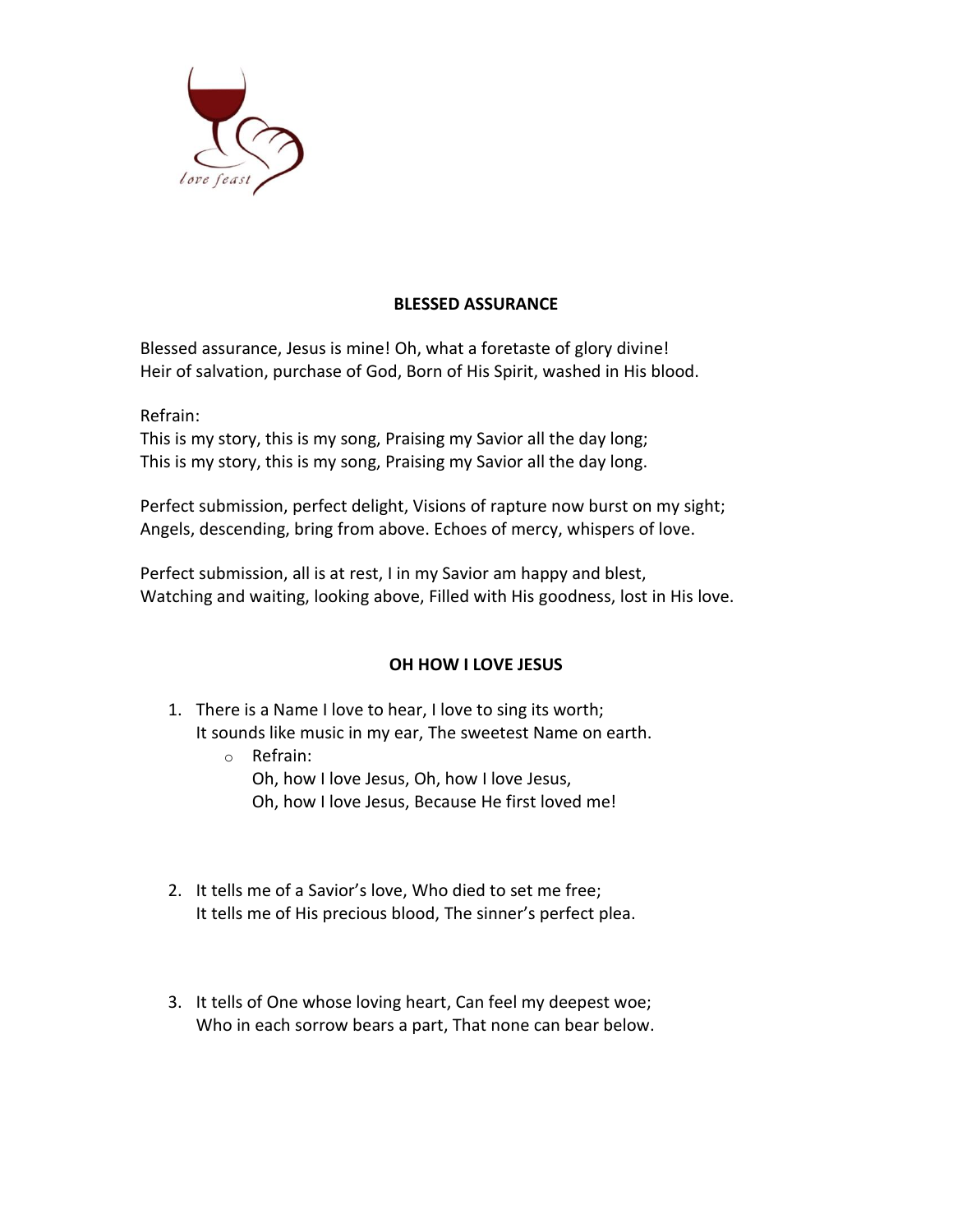love feast

## BLESSED ASSURANCE

Blessed assurance, Jesus is mine! Oh, what a foretaste of glory divine!
Heir of salvation, purchase of God, Born of His Spirit, washed in His blood.

Refrain:
This is my story, this is my song, Praising my Savior all the day long;
This is my story, this is my song, Praising my Savior all the day long.

Perfect submission, perfect delight, Visions of rapture now burst on my sight;
Angels, descending, bring from above. Echoes of mercy, whispers of love.

Perfect submission, all is at rest, I in my Savior am happy and blest,
Watching and waiting, looking above, Filled with His goodness, lost in His love.

## OH HOW I LOVE JESUS

1. There is a Name I love to hear, I love to sing its worth;
   It sounds like music in my ear, The sweetest Name on earth.
   - Refrain:
     Oh, how I love Jesus, Oh, how I love Jesus,
     Oh, how I love Jesus, Because He first loved me!

2. It tells me of a Savior's love, Who died to set me free;
   It tells me of His precious blood, The sinner's perfect plea.

3. It tells of One whose loving heart, Can feel my deepest woe;
   Who in each sorrow bears a part, That none can bear below.